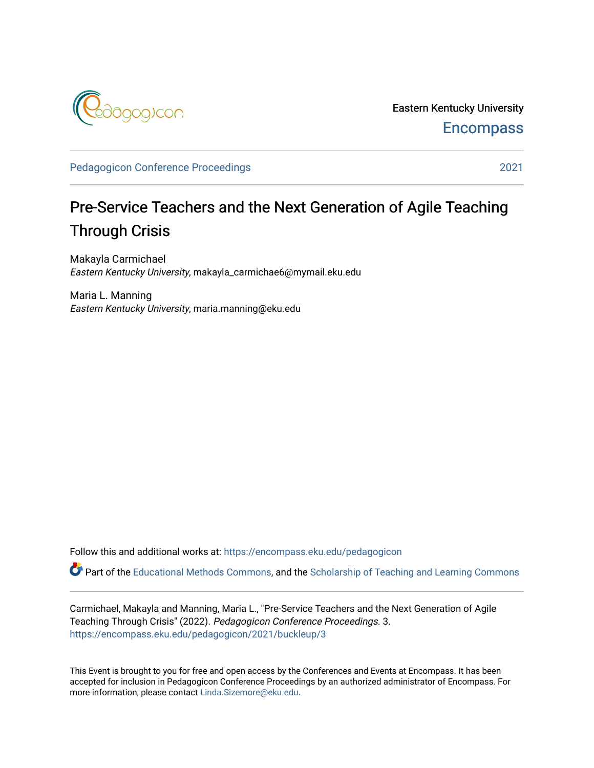Eastern Kentucky University

Encompass

Pedagogicon Conference Proceedings 2021

# Pre-Service Teachers and the Next Generation of Agile Teaching Through Crisis

Makayla Carmichael
*Eastern Kentucky University*, makayla_carmichae6@mymail.eku.edu

Maria L. Manning
*Eastern Kentucky University*, maria.manning@eku.edu

Follow this and additional works at: https://encompass.eku.edu/pedagogicon

Part of the Educational Methods Commons, and the Scholarship of Teaching and Learning Commons

Carmichael, Makayla and Manning, Maria L., "Pre-Service Teachers and the Next Generation of Agile Teaching Through Crisis" (2022). *Pedagogicon Conference Proceedings*. 3.
https://encompass.eku.edu/pedagogicon/2021/buckleup/3

This Event is brought to you for free and open access by the Conferences and Events at Encompass. It has been accepted for inclusion in Pedagogicon Conference Proceedings by an authorized administrator of Encompass. For more information, please contact Linda.Sizemore@eku.edu.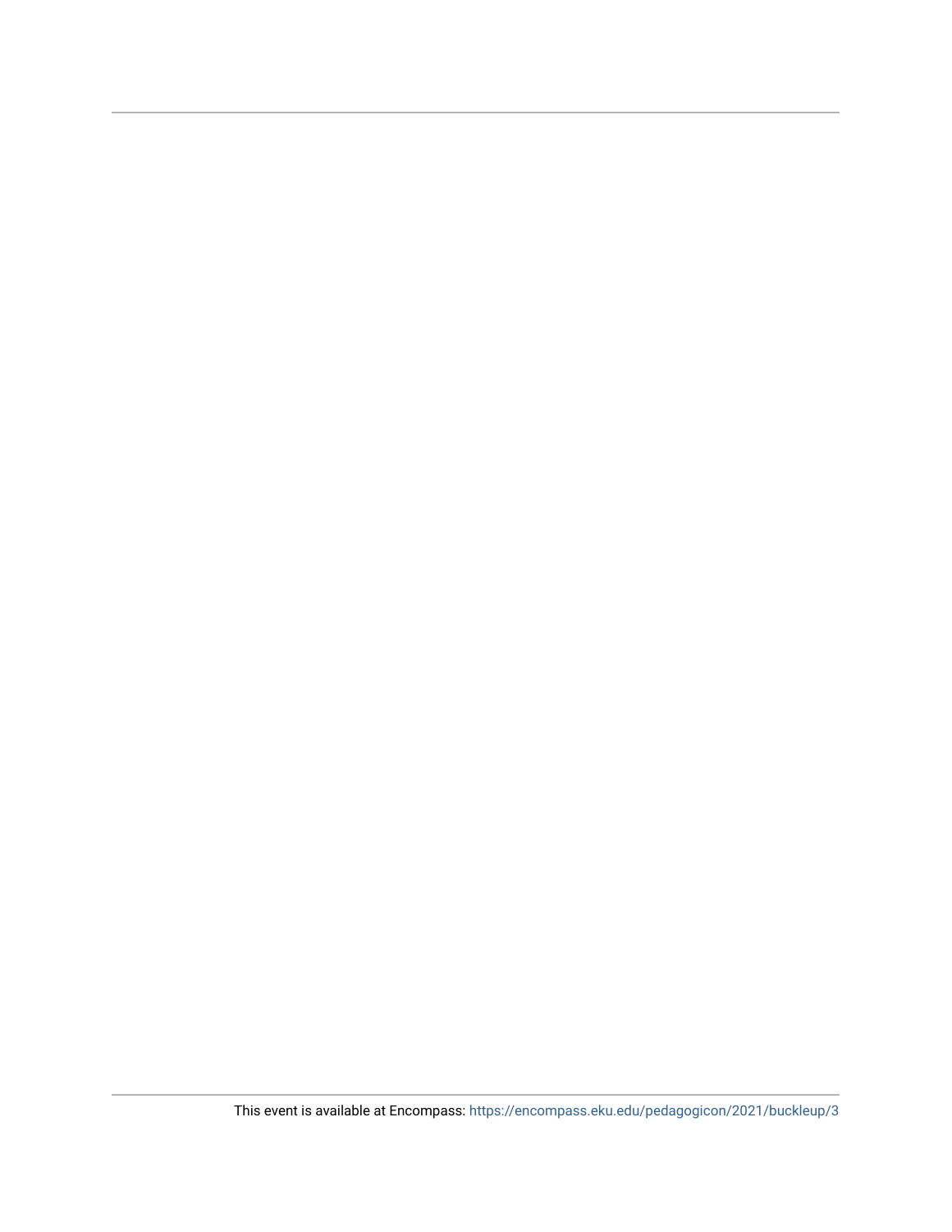This event is available at Encompass: https://encompass.eku.edu/pedagogicon/2021/buckleup/3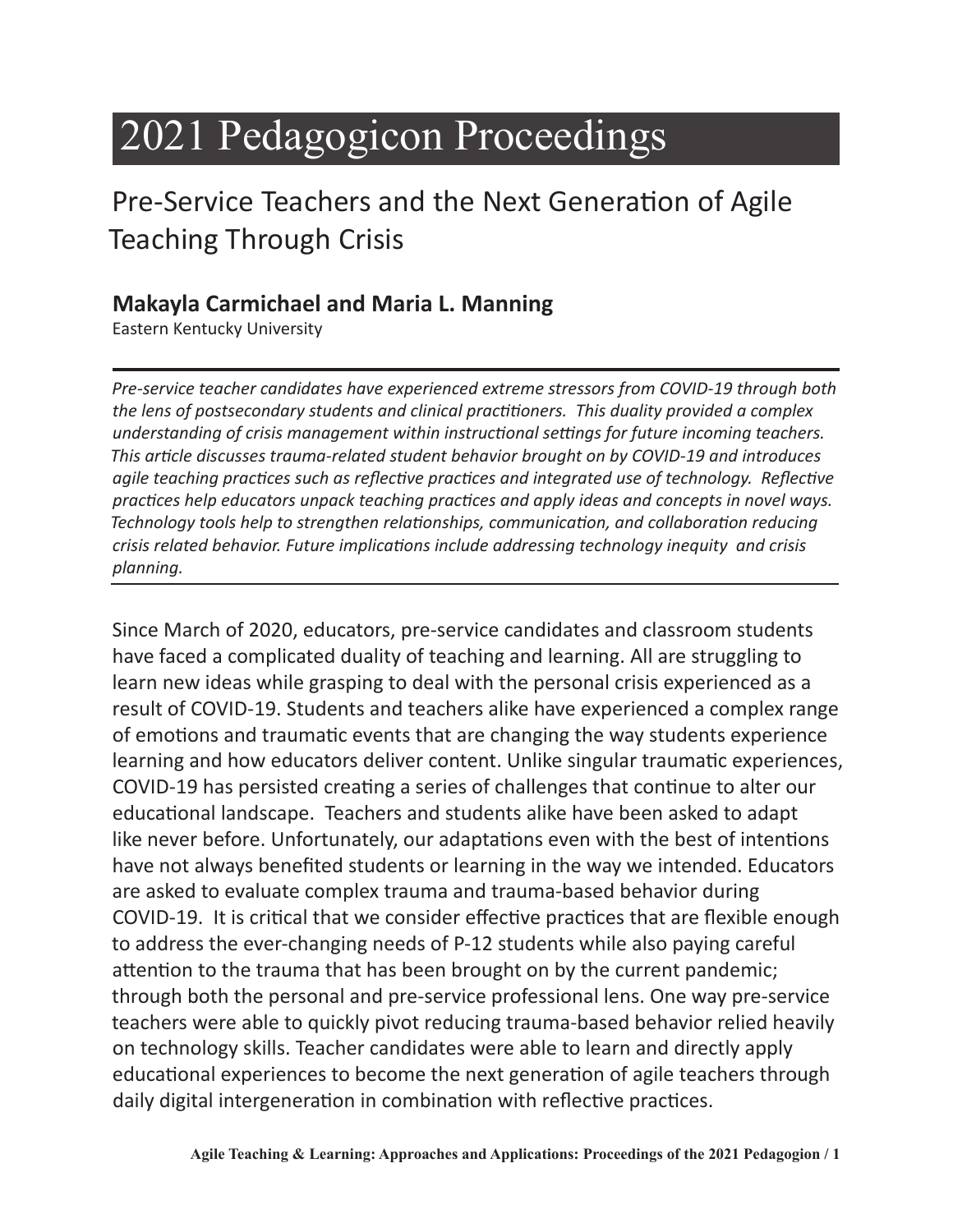# 2021 Pedagogicon Proceedings

## Pre-Service Teachers and the Next Generation of Agile Teaching Through Crisis

**Makayla Carmichael and Maria L. Manning**

Eastern Kentucky University

*Pre-service teacher candidates have experienced extreme stressors from COVID-19 through both the lens of postsecondary students and clinical practitioners. This duality provided a complex understanding of crisis management within instructional settings for future incoming teachers. This article discusses trauma-related student behavior brought on by COVID-19 and introduces agile teaching practices such as reflective practices and integrated use of technology. Reflective practices help educators unpack teaching practices and apply ideas and concepts in novel ways. Technology tools help to strengthen relationships, communication, and collaboration reducing crisis related behavior. Future implications include addressing technology inequity and crisis planning.*

Since March of 2020, educators, pre-service candidates and classroom students have faced a complicated duality of teaching and learning. All are struggling to learn new ideas while grasping to deal with the personal crisis experienced as a result of COVID-19. Students and teachers alike have experienced a complex range of emotions and traumatic events that are changing the way students experience learning and how educators deliver content. Unlike singular traumatic experiences, COVID-19 has persisted creating a series of challenges that continue to alter our educational landscape. Teachers and students alike have been asked to adapt like never before. Unfortunately, our adaptations even with the best of intentions have not always benefited students or learning in the way we intended. Educators are asked to evaluate complex trauma and trauma-based behavior during COVID-19. It is critical that we consider effective practices that are flexible enough to address the ever-changing needs of P-12 students while also paying careful attention to the trauma that has been brought on by the current pandemic; through both the personal and pre-service professional lens. One way pre-service teachers were able to quickly pivot reducing trauma-based behavior relied heavily on technology skills. Teacher candidates were able to learn and directly apply educational experiences to become the next generation of agile teachers through daily digital intergeneration in combination with reflective practices.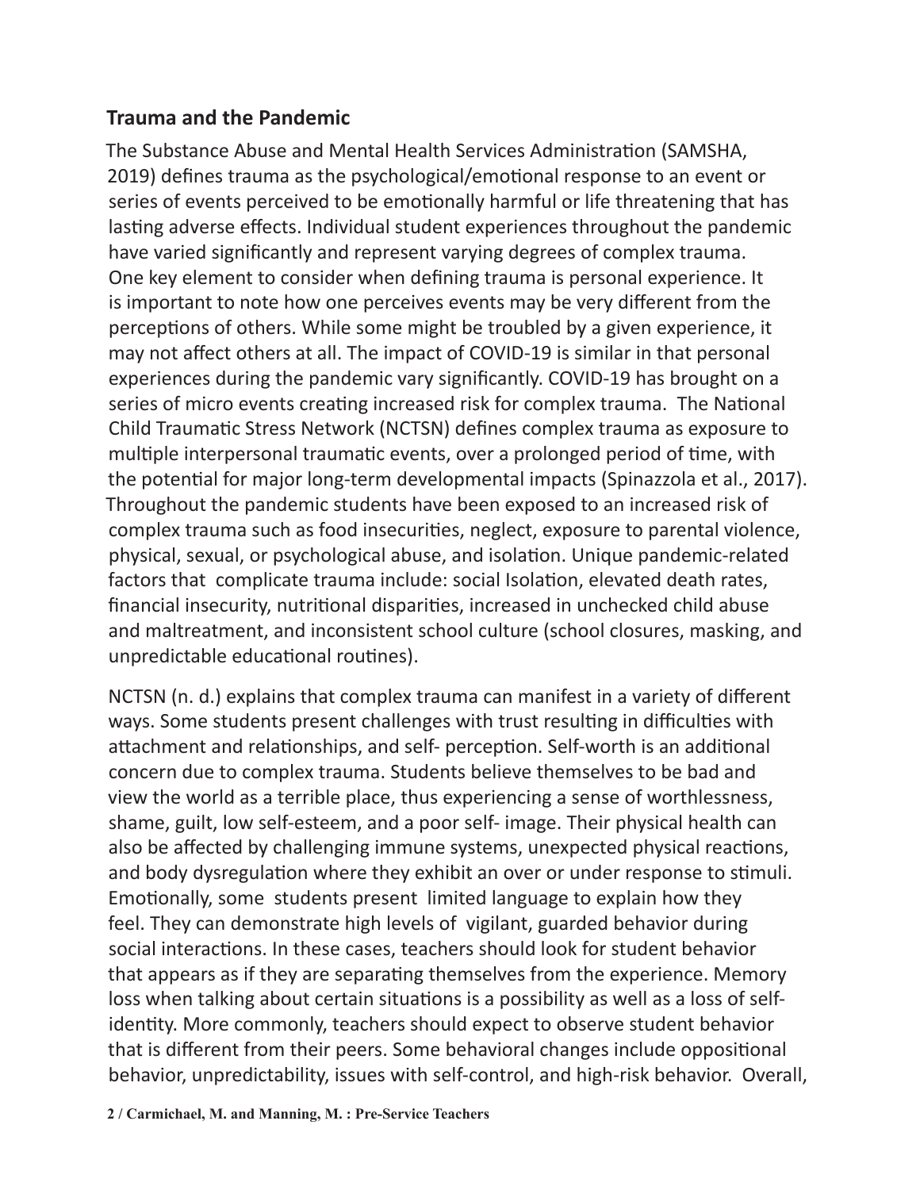## Trauma and the Pandemic

The Substance Abuse and Mental Health Services Administration (SAMSHA, 2019) defines trauma as the psychological/emotional response to an event or series of events perceived to be emotionally harmful or life threatening that has lasting adverse effects. Individual student experiences throughout the pandemic have varied significantly and represent varying degrees of complex trauma. One key element to consider when defining trauma is personal experience. It is important to note how one perceives events may be very different from the perceptions of others. While some might be troubled by a given experience, it may not affect others at all. The impact of COVID-19 is similar in that personal experiences during the pandemic vary significantly. COVID-19 has brought on a series of micro events creating increased risk for complex trauma. The National Child Traumatic Stress Network (NCTSN) defines complex trauma as exposure to multiple interpersonal traumatic events, over a prolonged period of time, with the potential for major long-term developmental impacts (Spinazzola et al., 2017). Throughout the pandemic students have been exposed to an increased risk of complex trauma such as food insecurities, neglect, exposure to parental violence, physical, sexual, or psychological abuse, and isolation. Unique pandemic-related factors that complicate trauma include: social Isolation, elevated death rates, financial insecurity, nutritional disparities, increased in unchecked child abuse and maltreatment, and inconsistent school culture (school closures, masking, and unpredictable educational routines).

NCTSN (n. d.) explains that complex trauma can manifest in a variety of different ways. Some students present challenges with trust resulting in difficulties with attachment and relationships, and self- perception. Self-worth is an additional concern due to complex trauma. Students believe themselves to be bad and view the world as a terrible place, thus experiencing a sense of worthlessness, shame, guilt, low self-esteem, and a poor self- image. Their physical health can also be affected by challenging immune systems, unexpected physical reactions, and body dysregulation where they exhibit an over or under response to stimuli. Emotionally, some students present limited language to explain how they feel. They can demonstrate high levels of vigilant, guarded behavior during social interactions. In these cases, teachers should look for student behavior that appears as if they are separating themselves from the experience. Memory loss when talking about certain situations is a possibility as well as a loss of self-identity. More commonly, teachers should expect to observe student behavior that is different from their peers. Some behavioral changes include oppositional behavior, unpredictability, issues with self-control, and high-risk behavior. Overall,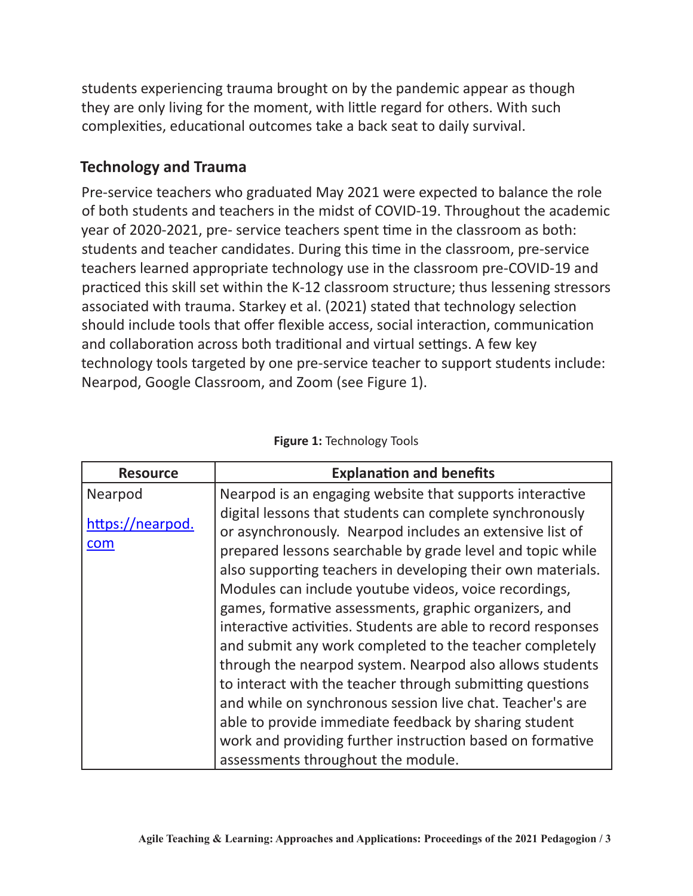students experiencing trauma brought on by the pandemic appear as though they are only living for the moment, with little regard for others. With such complexities, educational outcomes take a back seat to daily survival.

## Technology and Trauma

Pre-service teachers who graduated May 2021 were expected to balance the role of both students and teachers in the midst of COVID-19. Throughout the academic year of 2020-2021, pre- service teachers spent time in the classroom as both: students and teacher candidates. During this time in the classroom, pre-service teachers learned appropriate technology use in the classroom pre-COVID-19 and practiced this skill set within the K-12 classroom structure; thus lessening stressors associated with trauma. Starkey et al. (2021) stated that technology selection should include tools that offer flexible access, social interaction, communication and collaboration across both traditional and virtual settings. A few key technology tools targeted by one pre-service teacher to support students include: Nearpod, Google Classroom, and Zoom (see Figure 1).

**Figure 1:** Technology Tools

| Resource | Explanation and benefits |
| --- | --- |
| Nearpod<br><br>https://nearpod.com | Nearpod is an engaging website that supports interactive digital lessons that students can complete synchronously or asynchronously. Nearpod includes an extensive list of prepared lessons searchable by grade level and topic while also supporting teachers in developing their own materials. Modules can include youtube videos, voice recordings, games, formative assessments, graphic organizers, and interactive activities. Students are able to record responses and submit any work completed to the teacher completely through the nearpod system. Nearpod also allows students to interact with the teacher through submitting questions and while on synchronous session live chat. Teacher's are able to provide immediate feedback by sharing student work and providing further instruction based on formative assessments throughout the module. |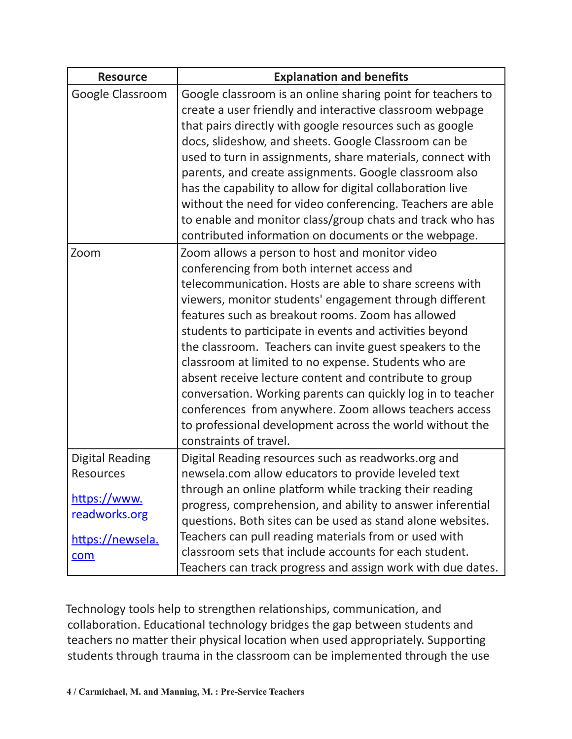| Resource | Explanation and benefits |
| --- | --- |
| Google Classroom | Google classroom is an online sharing point for teachers to create a user friendly and interactive classroom webpage that pairs directly with google resources such as google docs, slideshow, and sheets. Google Classroom can be used to turn in assignments, share materials, connect with parents, and create assignments. Google classroom also has the capability to allow for digital collaboration live without the need for video conferencing. Teachers are able to enable and monitor class/group chats and track who has contributed information on documents or the webpage. |
| Zoom | Zoom allows a person to host and monitor video conferencing from both internet access and telecommunication. Hosts are able to share screens with viewers, monitor students' engagement through different features such as breakout rooms. Zoom has allowed students to participate in events and activities beyond the classroom. Teachers can invite guest speakers to the classroom at limited to no expense. Students who are absent receive lecture content and contribute to group conversation. Working parents can quickly log in to teacher conferences from anywhere. Zoom allows teachers access to professional development across the world without the constraints of travel. |
| Digital Reading Resources<br><br>[https://www.readworks.org](https://www.readworks.org)<br><br>[https://newsela.com](https://newsela.com) | Digital Reading resources such as readworks.org and newsela.com allow educators to provide leveled text through an online platform while tracking their reading progress, comprehension, and ability to answer inferential questions. Both sites can be used as stand alone websites. Teachers can pull reading materials from or used with classroom sets that include accounts for each student. Teachers can track progress and assign work with due dates. |

Technology tools help to strengthen relationships, communication, and collaboration. Educational technology bridges the gap between students and teachers no matter their physical location when used appropriately. Supporting students through trauma in the classroom can be implemented through the use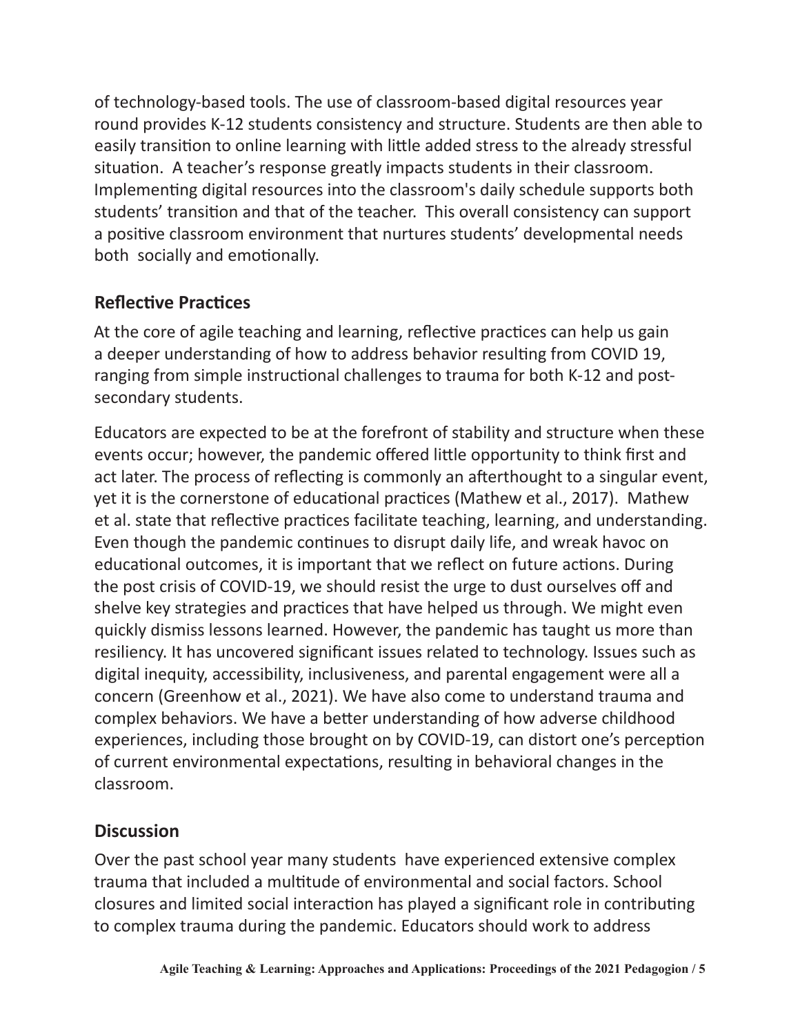of technology-based tools. The use of classroom-based digital resources year round provides K-12 students consistency and structure. Students are then able to easily transition to online learning with little added stress to the already stressful situation.  A teacher's response greatly impacts students in their classroom. Implementing digital resources into the classroom's daily schedule supports both students' transition and that of the teacher.  This overall consistency can support a positive classroom environment that nurtures students' developmental needs both  socially and emotionally.

## Reflective Practices

At the core of agile teaching and learning, reflective practices can help us gain a deeper understanding of how to address behavior resulting from COVID 19, ranging from simple instructional challenges to trauma for both K-12 and post-secondary students.

Educators are expected to be at the forefront of stability and structure when these events occur; however, the pandemic offered little opportunity to think first and act later. The process of reflecting is commonly an afterthought to a singular event, yet it is the cornerstone of educational practices (Mathew et al., 2017).  Mathew et al. state that reflective practices facilitate teaching, learning, and understanding. Even though the pandemic continues to disrupt daily life, and wreak havoc on educational outcomes, it is important that we reflect on future actions. During the post crisis of COVID-19, we should resist the urge to dust ourselves off and shelve key strategies and practices that have helped us through. We might even quickly dismiss lessons learned. However, the pandemic has taught us more than resiliency. It has uncovered significant issues related to technology. Issues such as digital inequity, accessibility, inclusiveness, and parental engagement were all a concern (Greenhow et al., 2021). We have also come to understand trauma and complex behaviors. We have a better understanding of how adverse childhood experiences, including those brought on by COVID-19, can distort one's perception of current environmental expectations, resulting in behavioral changes in the classroom.

## Discussion

Over the past school year many students  have experienced extensive complex trauma that included a multitude of environmental and social factors. School closures and limited social interaction has played a significant role in contributing to complex trauma during the pandemic. Educators should work to address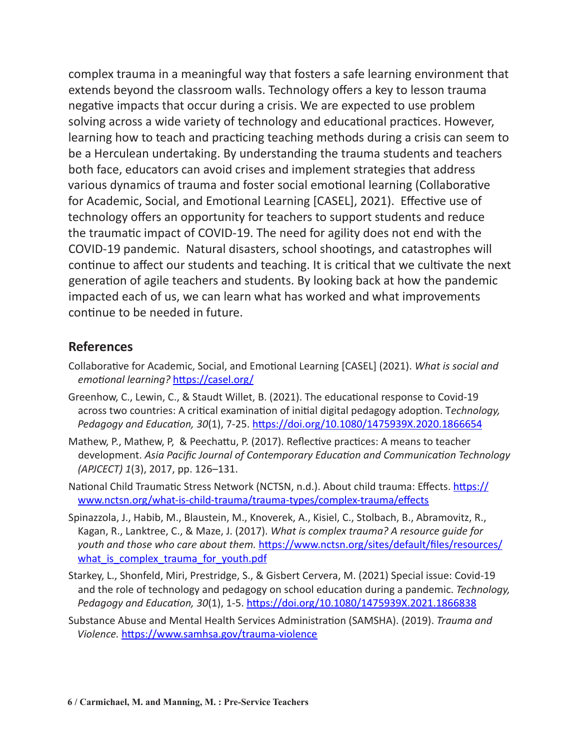complex trauma in a meaningful way that fosters a safe learning environment that extends beyond the classroom walls. Technology offers a key to lesson trauma negative impacts that occur during a crisis. We are expected to use problem solving across a wide variety of technology and educational practices. However, learning how to teach and practicing teaching methods during a crisis can seem to be a Herculean undertaking. By understanding the trauma students and teachers both face, educators can avoid crises and implement strategies that address various dynamics of trauma and foster social emotional learning (Collaborative for Academic, Social, and Emotional Learning [CASEL], 2021). Effective use of technology offers an opportunity for teachers to support students and reduce the traumatic impact of COVID-19. The need for agility does not end with the COVID-19 pandemic. Natural disasters, school shootings, and catastrophes will continue to affect our students and teaching. It is critical that we cultivate the next generation of agile teachers and students. By looking back at how the pandemic impacted each of us, we can learn what has worked and what improvements continue to be needed in future.

## References

Collaborative for Academic, Social, and Emotional Learning [CASEL] (2021). *What is social and emotional learning?* https://casel.org/

Greenhow, C., Lewin, C., & Staudt Willet, B. (2021). The educational response to Covid-19 across two countries: A critical examination of initial digital pedagogy adoption. T*echnology, Pedagogy and Education, 30*(1), 7-25. https://doi.org/10.1080/1475939X.2020.1866654

Mathew, P., Mathew, P, & Peechattu, P. (2017). Reflective practices: A means to teacher development. *Asia Pacific Journal of Contemporary Education and Communication Technology (APJCECT) 1*(3), 2017, pp. 126–131.

National Child Traumatic Stress Network (NCTSN, n.d.). About child trauma: Effects. https://www.nctsn.org/what-is-child-trauma/trauma-types/complex-trauma/effects

Spinazzola, J., Habib, M., Blaustein, M., Knoverek, A., Kisiel, C., Stolbach, B., Abramovitz, R., Kagan, R., Lanktree, C., & Maze, J. (2017). *What is complex trauma? A resource guide for youth and those who care about them.* https://www.nctsn.org/sites/default/files/resources/what_is_complex_trauma_for_youth.pdf

Starkey, L., Shonfeld, Miri, Prestridge, S., & Gisbert Cervera, M. (2021) Special issue: Covid-19 and the role of technology and pedagogy on school education during a pandemic. *Technology, Pedagogy and Education, 30*(1), 1-5. https://doi.org/10.1080/1475939X.2021.1866838

Substance Abuse and Mental Health Services Administration (SAMSHA). (2019). *Trauma and Violence.* https://www.samhsa.gov/trauma-violence